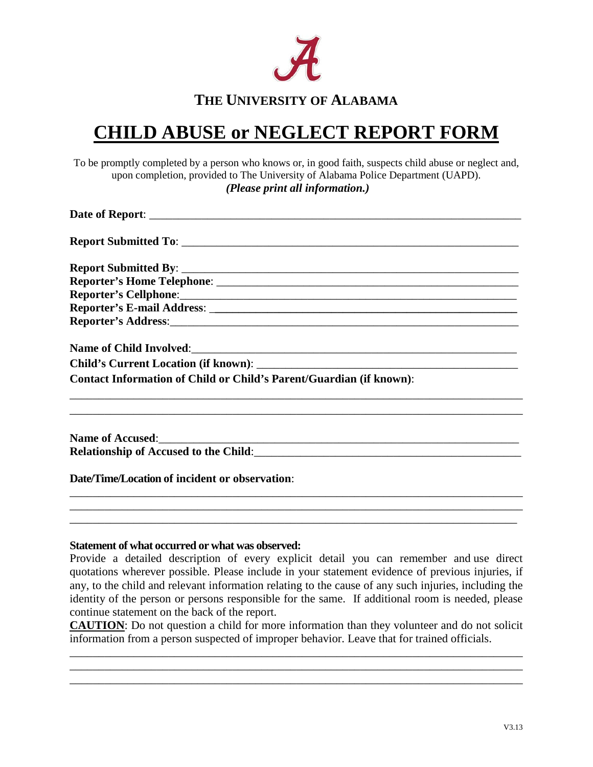## THE UNIVERSITY OF ALABAMA

# CHILD ABUSE or NEGLECT REPORT FORM

To be promptly completed by a person who knows or, in good faith, suspects child abuse or neglect and, upon completion, provided to The University of Alabama Police Department (UAPD).

***(Please print all information.)***

**Date of Report**: ______________________________________________________________

**Report Submitted To**: __________________________________________________________

**Report Submitted By**: __________________________________________________________

**Reporter's Home Telephone**: ____________________________________________________

**Reporter's Cellphone**:__________________________________________________________

**Reporter's E-mail Address**: ____________________________________________________

**Reporter's Address**:___________________________________________________________

**Name of Child Involved**:_______________________________________________________

**Child's Current Location (if known)**: ___________________________________________

**Contact Information of Child or Child's Parent/Guardian (if known)**:

______________________________________________________________________________

______________________________________________________________________________

**Name of Accused**:_____________________________________________________________

**Relationship of Accused to the Child**:____________________________________________

**Date/Time/Location of incident or observation**:

______________________________________________________________________________

______________________________________________________________________________

______________________________________________________________________________

**Statement of what occurred or what was observed:**

Provide a detailed description of every explicit detail you can remember and use direct quotations wherever possible. Please include in your statement evidence of previous injuries, if any, to the child and relevant information relating to the cause of any such injuries, including the identity of the person or persons responsible for the same. If additional room is needed, please continue statement on the back of the report.

**CAUTION**: Do not question a child for more information than they volunteer and do not solicit information from a person suspected of improper behavior. Leave that for trained officials.

______________________________________________________________________________

______________________________________________________________________________

______________________________________________________________________________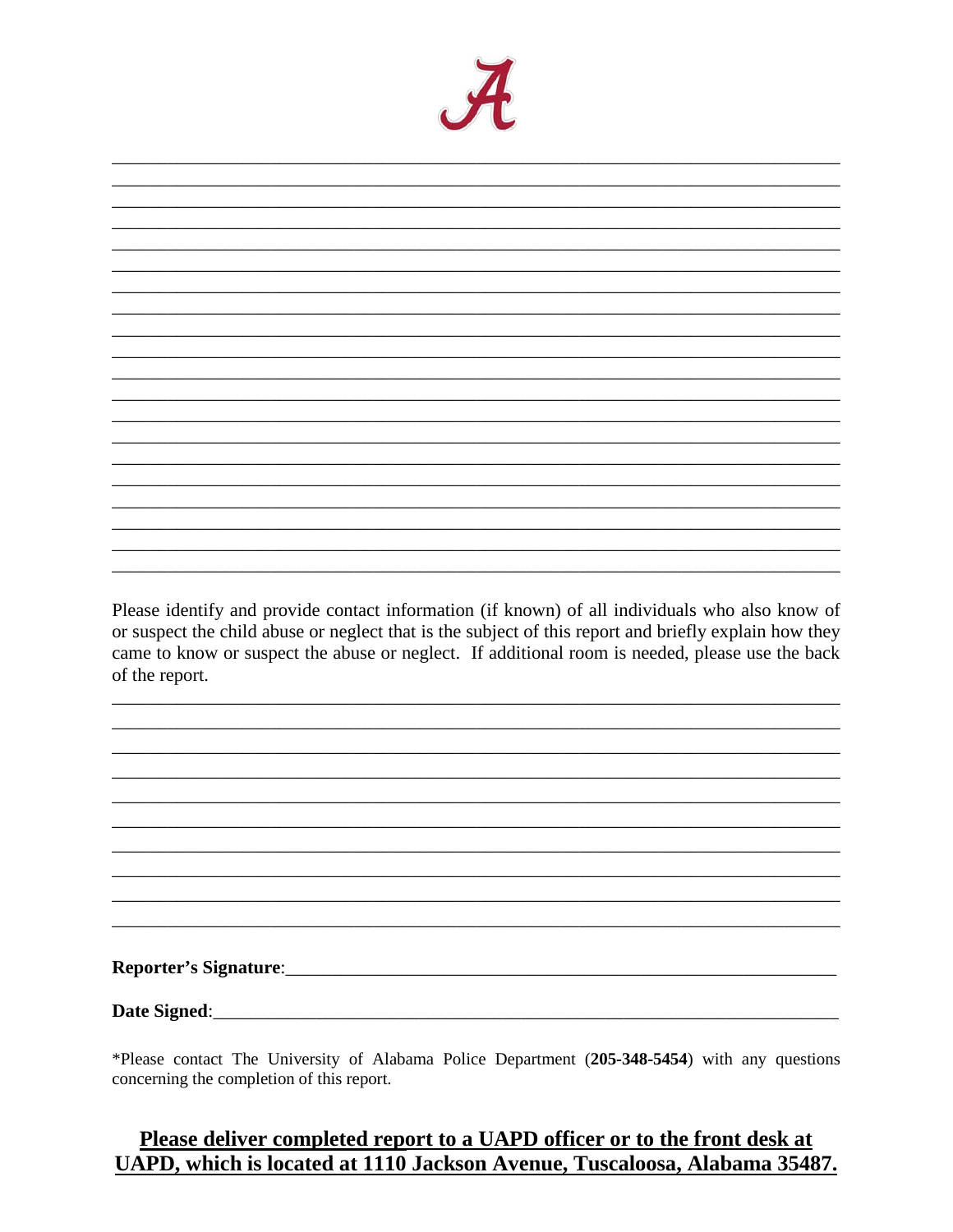Please identify and provide contact information (if known) of all individuals who also know of or suspect the child abuse or neglect that is the subject of this report and briefly explain how they came to know or suspect the abuse or neglect. If additional room is needed, please use the back of the report.

**Reporter's Signature**:______________________________________________________________

**Date Signed**:_____________________________________________________________________

*Please contact The University of Alabama Police Department (**205-348-5454**) with any questions concerning the completion of this report.

## Please deliver completed report to a UAPD officer or to the front desk at UAPD, which is located at 1110 Jackson Avenue, Tuscaloosa, Alabama 35487.